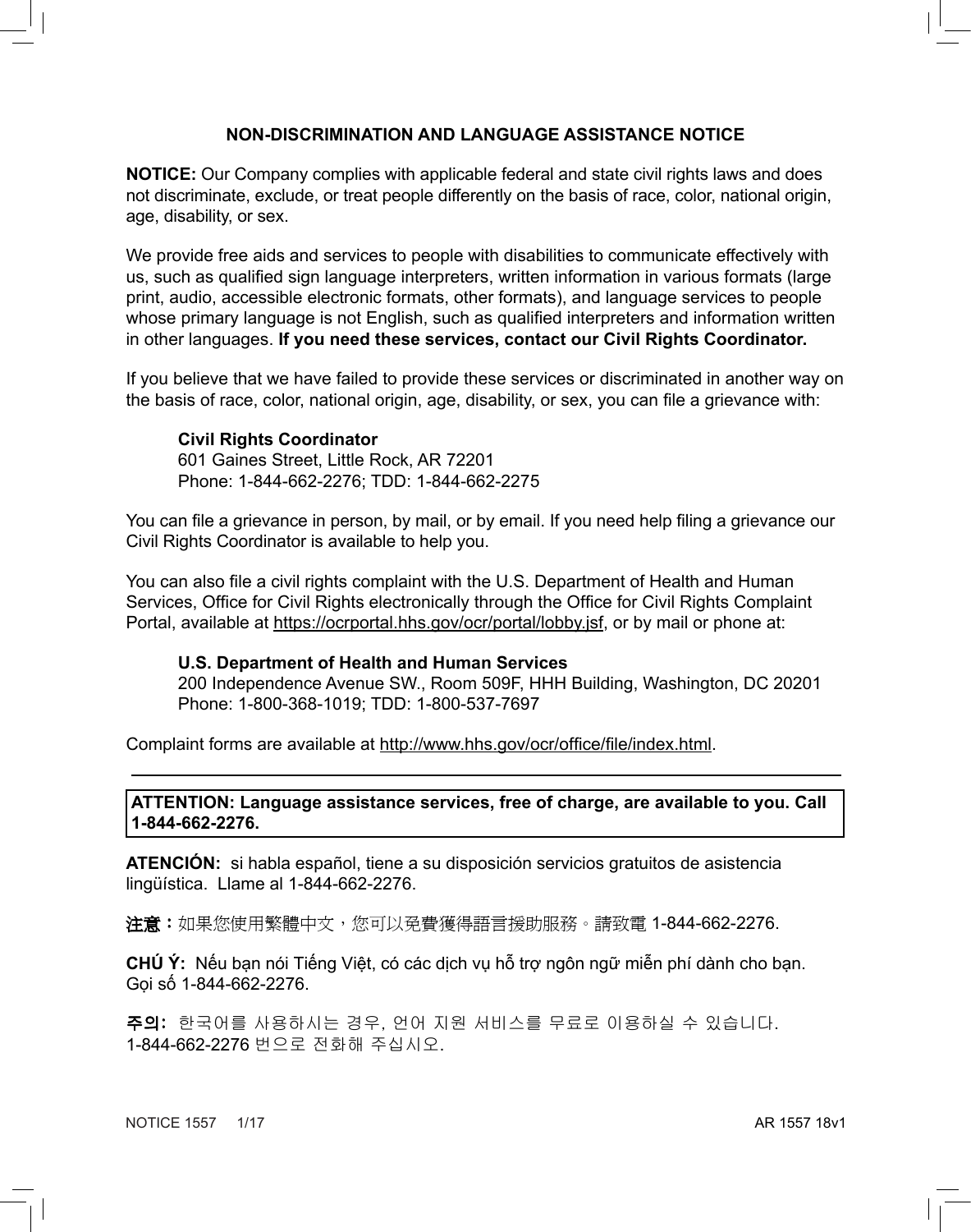# NON-DISCRIMINATION AND LANGUAGE ASSISTANCE NOTICE

**NOTICE:** Our Company complies with applicable federal and state civil rights laws and does not discriminate, exclude, or treat people differently on the basis of race, color, national origin, age, disability, or sex.

We provide free aids and services to people with disabilities to communicate effectively with us, such as qualified sign language interpreters, written information in various formats (large print, audio, accessible electronic formats, other formats), and language services to people whose primary language is not English, such as qualified interpreters and information written in other languages. **If you need these services, contact our Civil Rights Coordinator.**

If you believe that we have failed to provide these services or discriminated in another way on the basis of race, color, national origin, age, disability, or sex, you can file a grievance with:

**Civil Rights Coordinator**
601 Gaines Street, Little Rock, AR 72201
Phone: 1-844-662-2276; TDD: 1-844-662-2275

You can file a grievance in person, by mail, or by email. If you need help filing a grievance our Civil Rights Coordinator is available to help you.

You can also file a civil rights complaint with the U.S. Department of Health and Human Services, Office for Civil Rights electronically through the Office for Civil Rights Complaint Portal, available at https://ocrportal.hhs.gov/ocr/portal/lobby.jsf, or by mail or phone at:

**U.S. Department of Health and Human Services**
200 Independence Avenue SW., Room 509F, HHH Building, Washington, DC 20201
Phone: 1-800-368-1019; TDD: 1-800-537-7697

Complaint forms are available at http://www.hhs.gov/ocr/office/file/index.html.

---

**ATTENTION: Language assistance services, free of charge, are available to you. Call 1-844-662-2276.**

**ATENCIÓN:** si habla español, tiene a su disposición servicios gratuitos de asistencia lingüística. Llame al 1-844-662-2276.

**注意：**如果您使用繁體中文，您可以免費獲得語言援助服務。請致電 1-844-662-2276.

**CHÚ Ý:** Nếu bạn nói Tiếng Việt, có các dịch vụ hỗ trợ ngôn ngữ miễn phí dành cho bạn. Gọi số 1-844-662-2276.

**주의:** 한국어를 사용하시는 경우, 언어 지원 서비스를 무료로 이용하실 수 있습니다. 1-844-662-2276 번으로 전화해 주십시오.

NOTICE 1557 1/17 AR 1557 18v1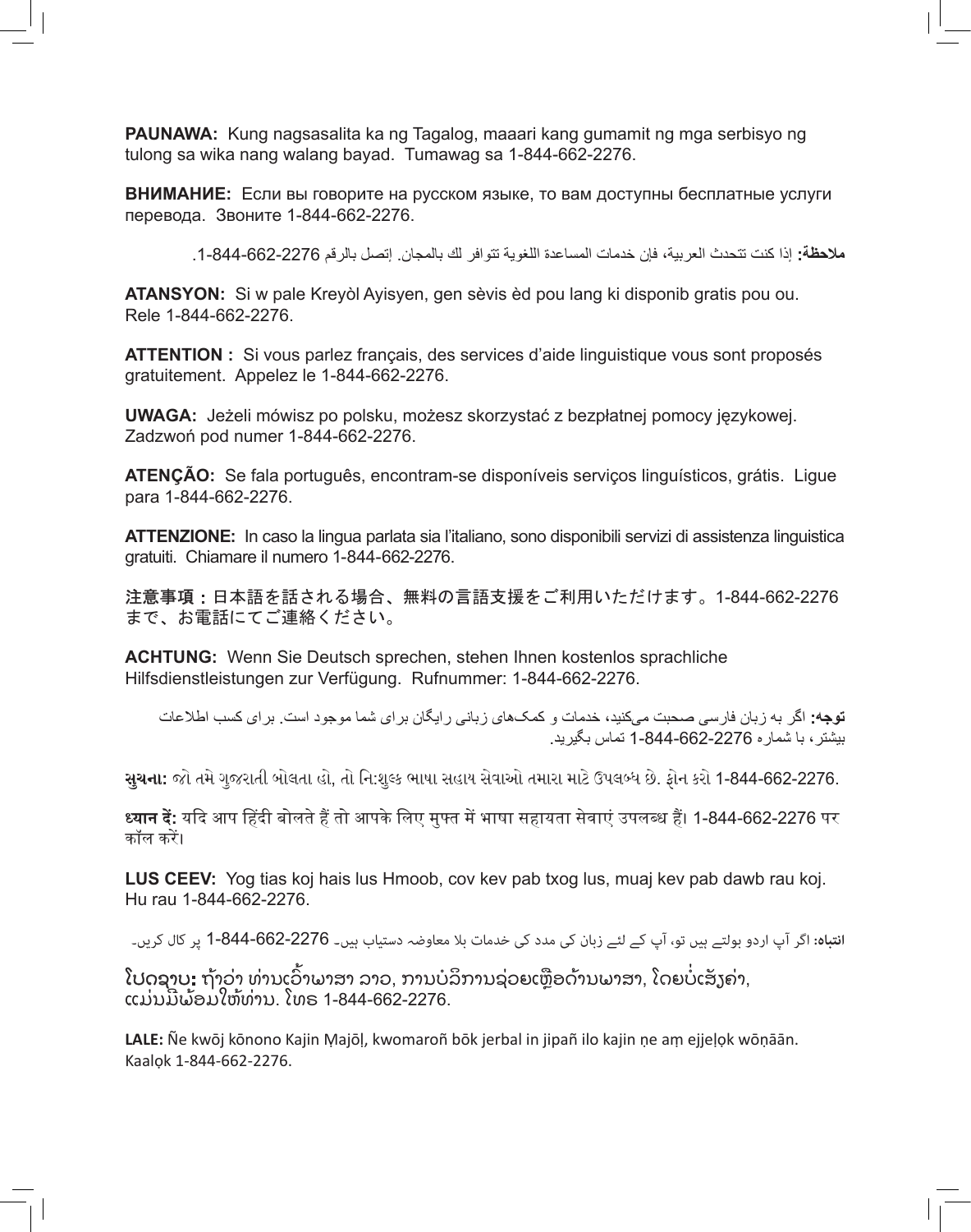**PAUNAWA:** Kung nagsasalita ka ng Tagalog, maaari kang gumamit ng mga serbisyo ng tulong sa wika nang walang bayad. Tumawag sa 1-844-662-2276.

**ВНИМАНИЕ:** Если вы говорите на русском языке, то вам доступны бесплатные услуги перевода. Звоните 1-844-662-2276.

**ملاحظة:** إذا كنت تتحدث العربية، فإن خدمات المساعدة اللغوية تتوافر لك بالمجان. إتصل بالرقم 1-844-662-2276.

**ATANSYON:** Si w pale Kreyòl Ayisyen, gen sèvis èd pou lang ki disponib gratis pou ou. Rele 1-844-662-2276.

**ATTENTION :** Si vous parlez français, des services d'aide linguistique vous sont proposés gratuitement. Appelez le 1-844-662-2276.

**UWAGA:** Jeżeli mówisz po polsku, możesz skorzystać z bezpłatnej pomocy językowej. Zadzwoń pod numer 1-844-662-2276.

**ATENÇÃO:** Se fala português, encontram-se disponíveis serviços linguísticos, grátis. Ligue para 1-844-662-2276.

**ATTENZIONE:** In caso la lingua parlata sia l'italiano, sono disponibili servizi di assistenza linguistica gratuiti. Chiamare il numero 1-844-662-2276.

**注意事項：**日本語を話される場合、無料の言語支援をご利用いただけます。1-844-662-2276まで、お電話にてご連絡ください。

**ACHTUNG:** Wenn Sie Deutsch sprechen, stehen Ihnen kostenlos sprachliche Hilfsdienstleistungen zur Verfügung. Rufnummer: 1-844-662-2276.

**توجه:** اگر به زبان فارسی صحبت می‌کنید، خدمات و کمک‌های زبانی رایگان برای شما موجود است. برای کسب اطلاعات بیشتر، با شماره 1-844-662-2276 تماس بگیرید.

**સુચના:** જો તમે ગુજરાતી બોલતા હો, તો નિ:શુલ્ક ભાષા સહાય સેવાઓ તમારા માટે ઉપલબ્ધ છે. ફોન કરો 1-844-662-2276.

**ध्यान दें:** यदि आप हिंदी बोलते हैं तो आपके लिए मुफ्त में भाषा सहायता सेवाएं उपलब्ध हैं। 1-844-662-2276 पर कॉल करें।

**LUS CEEV:** Yog tias koj hais lus Hmoob, cov kev pab txog lus, muaj kev pab dawb rau koj. Hu rau 1-844-662-2276.

**انتباہ:** اگر آپ اردو بولتے ہیں تو، آپ کے لئے زبان کی مدد کی خدمات بلا معاوضہ دستیاب ہیں۔ 1-844-662-2276 پر کال کریں۔

**ໂປດຊາບ:** ຖ້າວ່າ ທ່ານເວົ້າພາສາ ລາວ, ການບໍລິການຊ່ວຍເຫຼືອດ້ານພາສາ, ໂດຍບໍ່ເສັຽຄ່າ, ແມ່ນມີພ້ອມໃຫ້ທ່ານ. ໂທຣ 1-844-662-2276.

**LALE:** Ñe kwōj kōnono Kajin Ṃajōḷ, kwomaroñ bōk jerbal in jipañ ilo kajin ṇe aṃ ejjeḷọk wōṇāān. Kaalọk 1-844-662-2276.